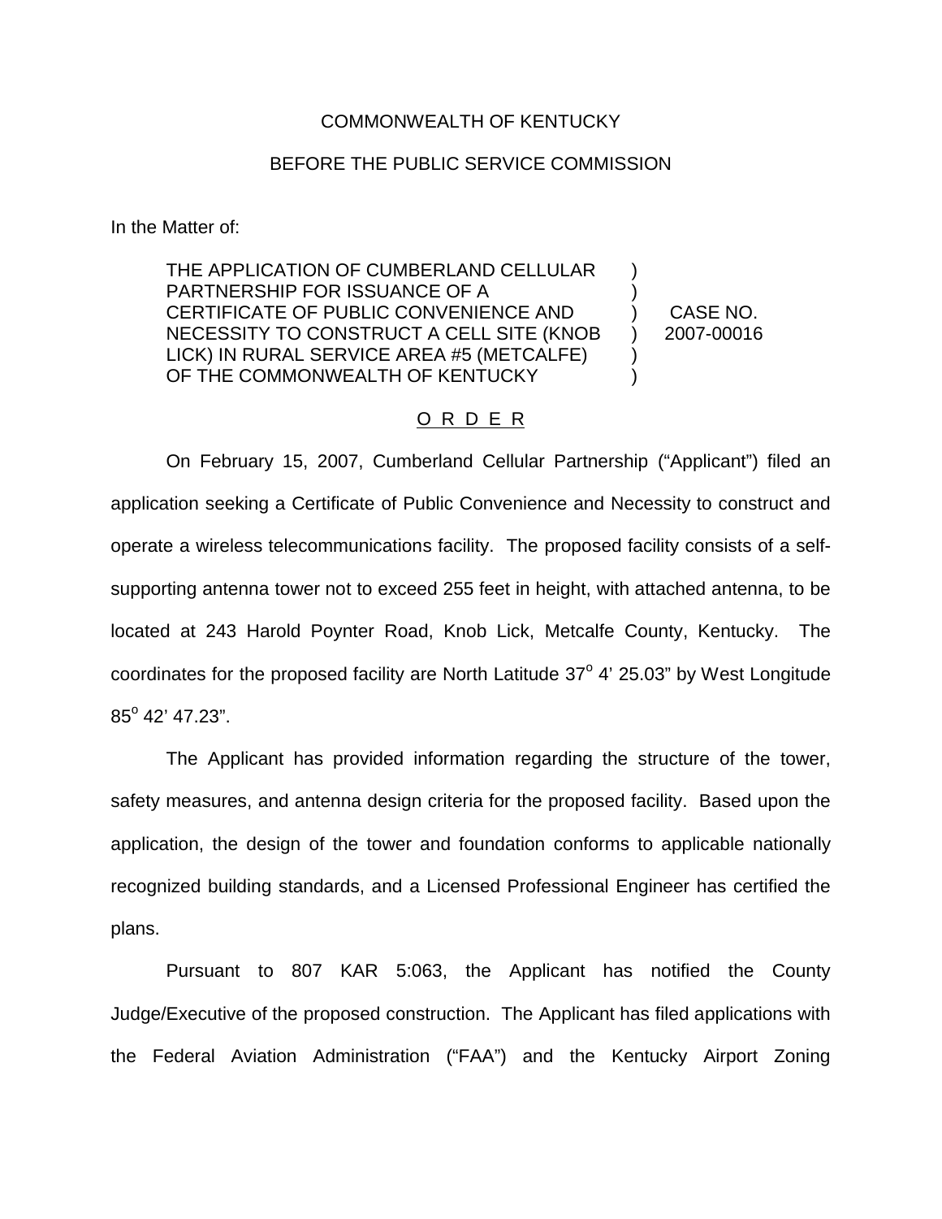COMMONWEALTH OF KENTUCKY

BEFORE THE PUBLIC SERVICE COMMISSION

In the Matter of:

| | | |
|---|---|---|
| THE APPLICATION OF CUMBERLAND CELLULAR PARTNERSHIP FOR ISSUANCE OF A CERTIFICATE OF PUBLIC CONVENIENCE AND NECESSITY TO CONSTRUCT A CELL SITE (KNOB LICK) IN RURAL SERVICE AREA #5 (METCALFE) OF THE COMMONWEALTH OF KENTUCKY | ) ) ) ) ) ) | CASE NO. 2007-00016 |

## O R D E R

On February 15, 2007, Cumberland Cellular Partnership ("Applicant") filed an application seeking a Certificate of Public Convenience and Necessity to construct and operate a wireless telecommunications facility. The proposed facility consists of a self-supporting antenna tower not to exceed 255 feet in height, with attached antenna, to be located at 243 Harold Poynter Road, Knob Lick, Metcalfe County, Kentucky. The coordinates for the proposed facility are North Latitude 37° 4' 25.03" by West Longitude 85° 42' 47.23".

The Applicant has provided information regarding the structure of the tower, safety measures, and antenna design criteria for the proposed facility. Based upon the application, the design of the tower and foundation conforms to applicable nationally recognized building standards, and a Licensed Professional Engineer has certified the plans.

Pursuant to 807 KAR 5:063, the Applicant has notified the County Judge/Executive of the proposed construction. The Applicant has filed applications with the Federal Aviation Administration ("FAA") and the Kentucky Airport Zoning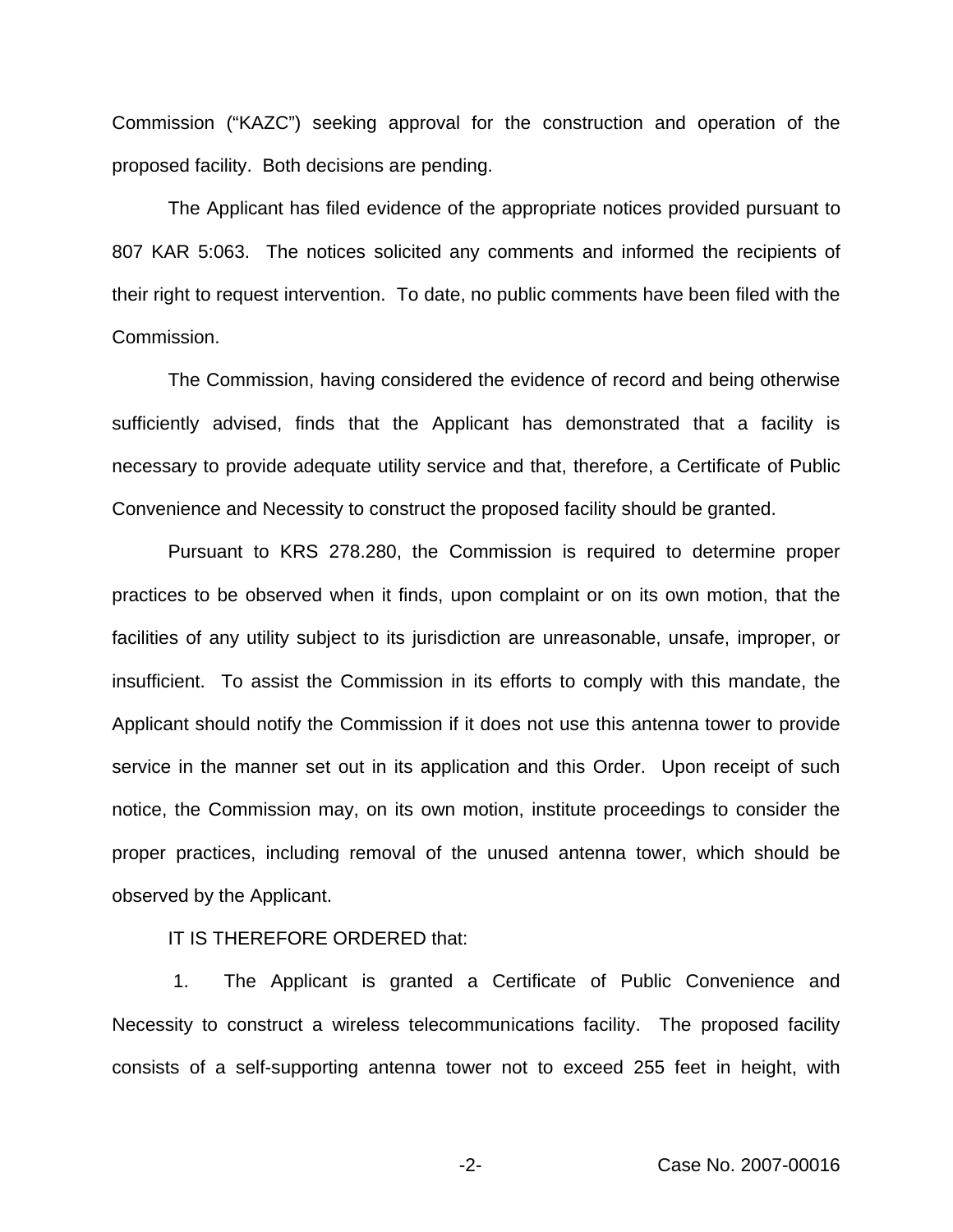Commission ("KAZC") seeking approval for the construction and operation of the proposed facility. Both decisions are pending.

The Applicant has filed evidence of the appropriate notices provided pursuant to 807 KAR 5:063. The notices solicited any comments and informed the recipients of their right to request intervention. To date, no public comments have been filed with the Commission.

The Commission, having considered the evidence of record and being otherwise sufficiently advised, finds that the Applicant has demonstrated that a facility is necessary to provide adequate utility service and that, therefore, a Certificate of Public Convenience and Necessity to construct the proposed facility should be granted.

Pursuant to KRS 278.280, the Commission is required to determine proper practices to be observed when it finds, upon complaint or on its own motion, that the facilities of any utility subject to its jurisdiction are unreasonable, unsafe, improper, or insufficient. To assist the Commission in its efforts to comply with this mandate, the Applicant should notify the Commission if it does not use this antenna tower to provide service in the manner set out in its application and this Order. Upon receipt of such notice, the Commission may, on its own motion, institute proceedings to consider the proper practices, including removal of the unused antenna tower, which should be observed by the Applicant.

IT IS THEREFORE ORDERED that:

1. The Applicant is granted a Certificate of Public Convenience and Necessity to construct a wireless telecommunications facility. The proposed facility consists of a self-supporting antenna tower not to exceed 255 feet in height, with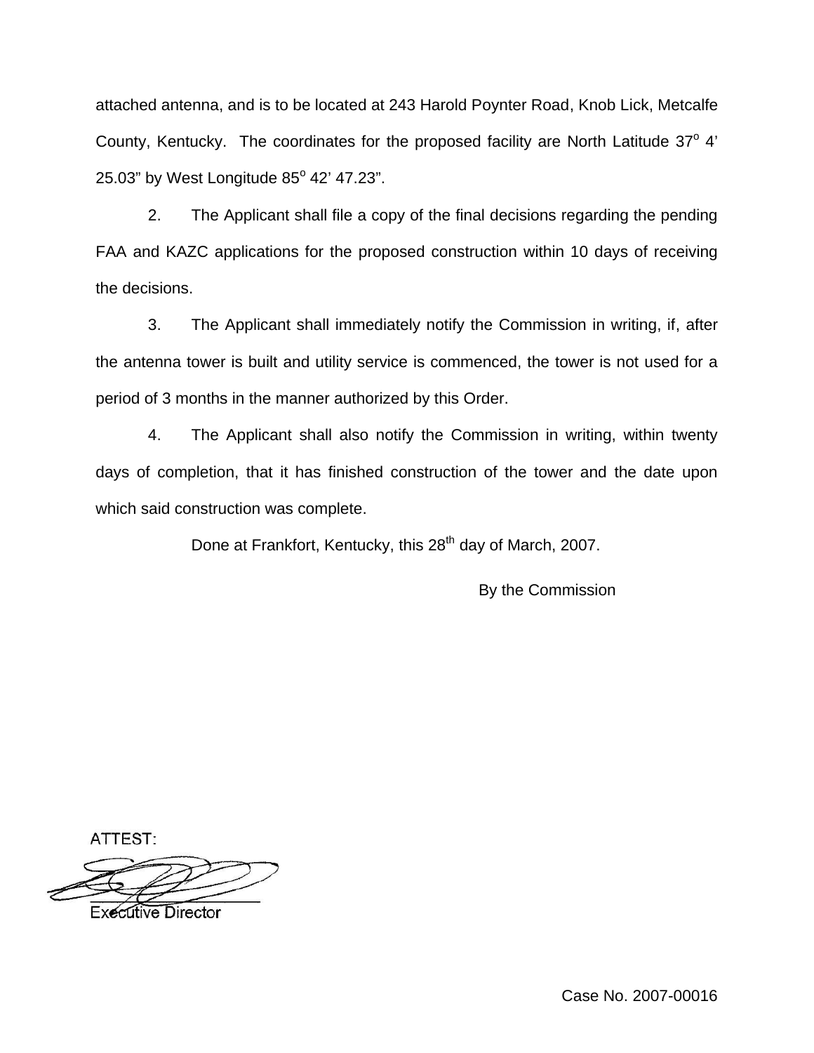attached antenna, and is to be located at 243 Harold Poynter Road, Knob Lick, Metcalfe County, Kentucky. The coordinates for the proposed facility are North Latitude 37$^{o}$ 4' 25.03" by West Longitude 85$^{o}$ 42' 47.23".

2. The Applicant shall file a copy of the final decisions regarding the pending FAA and KAZC applications for the proposed construction within 10 days of receiving the decisions.

3. The Applicant shall immediately notify the Commission in writing, if, after the antenna tower is built and utility service is commenced, the tower is not used for a period of 3 months in the manner authorized by this Order.

4. The Applicant shall also notify the Commission in writing, within twenty days of completion, that it has finished construction of the tower and the date upon which said construction was complete.

Done at Frankfort, Kentucky, this 28th day of March, 2007.

By the Commission

ATTEST:

Executive Director

Case No. 2007-00016